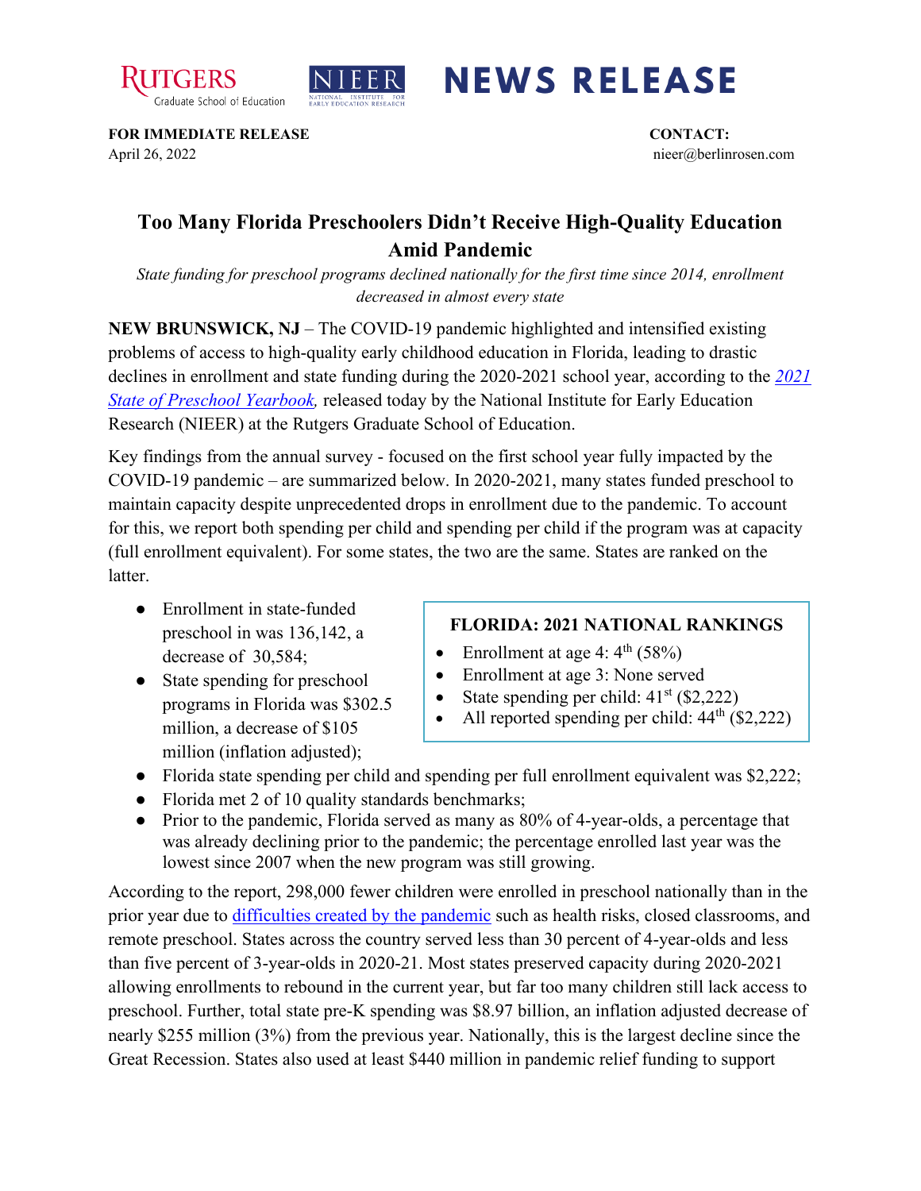RUTGERS Graduate School of Education | NIEER NATIONAL INSTITUTE FOR EARLY EDUCATION RESEARCH | **NEWS RELEASE**

**FOR IMMEDIATE RELEASE**
April 26, 2022

**CONTACT:**
nieer@berlinrosen.com

# Too Many Florida Preschoolers Didn't Receive High-Quality Education Amid Pandemic

*State funding for preschool programs declined nationally for the first time since 2014, enrollment decreased in almost every state*

**NEW BRUNSWICK, NJ** – The COVID-19 pandemic highlighted and intensified existing problems of access to high-quality early childhood education in Florida, leading to drastic declines in enrollment and state funding during the 2020-2021 school year, according to the *2021 State of Preschool Yearbook*, released today by the National Institute for Early Education Research (NIEER) at the Rutgers Graduate School of Education.

Key findings from the annual survey - focused on the first school year fully impacted by the COVID-19 pandemic – are summarized below. In 2020-2021, many states funded preschool to maintain capacity despite unprecedented drops in enrollment due to the pandemic. To account for this, we report both spending per child and spending per child if the program was at capacity (full enrollment equivalent). For some states, the two are the same. States are ranked on the latter.

- Enrollment in state-funded preschool in was 136,142, a decrease of 30,584;
- State spending for preschool programs in Florida was $302.5 million, a decrease of $105 million (inflation adjusted);
- Florida state spending per child and spending per full enrollment equivalent was $2,222;
- Florida met 2 of 10 quality standards benchmarks;
- Prior to the pandemic, Florida served as many as 80% of 4-year-olds, a percentage that was already declining prior to the pandemic; the percentage enrolled last year was the lowest since 2007 when the new program was still growing.

**FLORIDA: 2021 NATIONAL RANKINGS**

- Enrollment at age 4: 4th (58%)
- Enrollment at age 3: None served
- State spending per child: 41st ($2,222)
- All reported spending per child: 44th ($2,222)

According to the report, 298,000 fewer children were enrolled in preschool nationally than in the prior year due to difficulties created by the pandemic such as health risks, closed classrooms, and remote preschool. States across the country served less than 30 percent of 4-year-olds and less than five percent of 3-year-olds in 2020-21. Most states preserved capacity during 2020-2021 allowing enrollments to rebound in the current year, but far too many children still lack access to preschool. Further, total state pre-K spending was $8.97 billion, an inflation adjusted decrease of nearly $255 million (3%) from the previous year. Nationally, this is the largest decline since the Great Recession. States also used at least $440 million in pandemic relief funding to support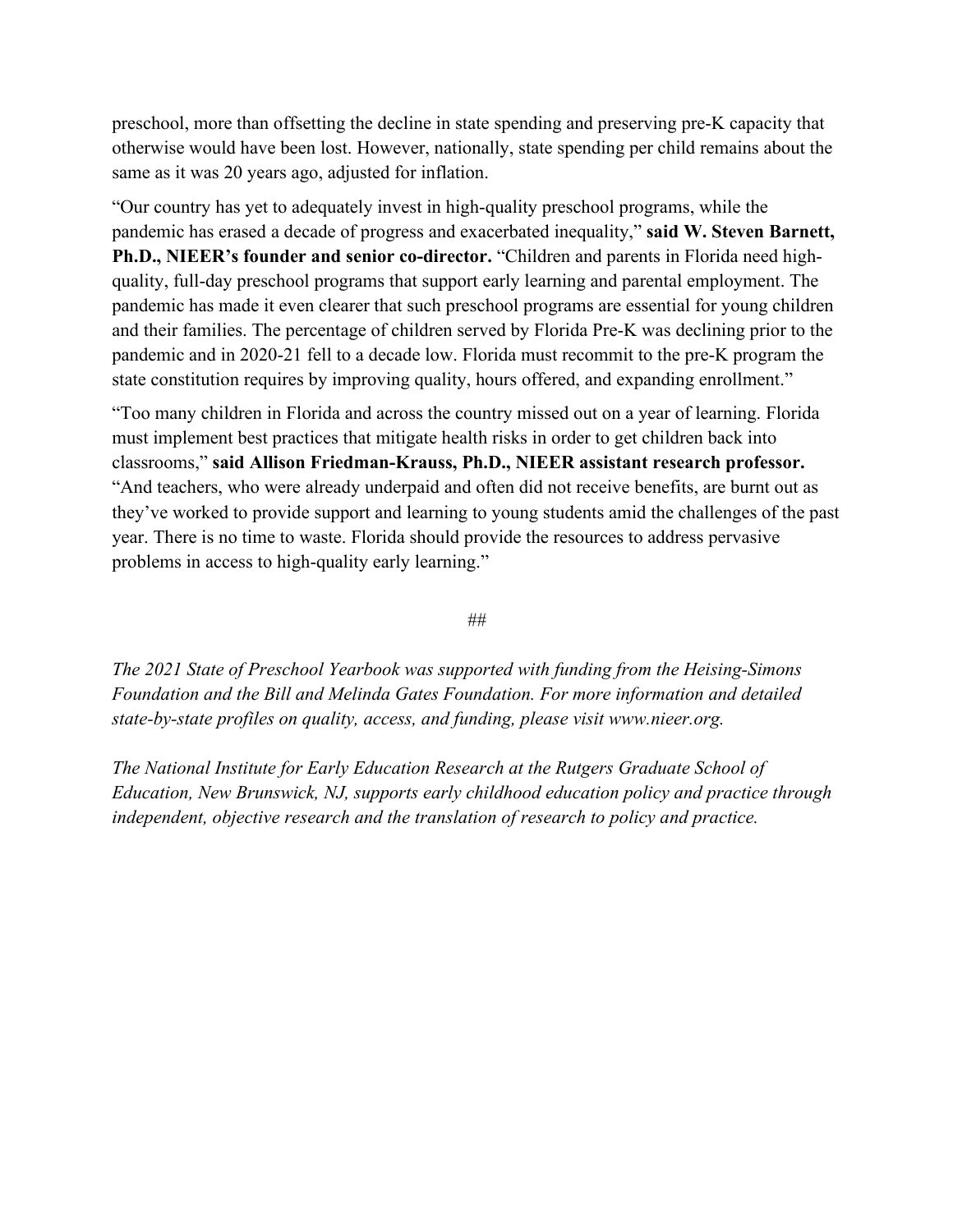preschool, more than offsetting the decline in state spending and preserving pre-K capacity that otherwise would have been lost. However, nationally, state spending per child remains about the same as it was 20 years ago, adjusted for inflation.

"Our country has yet to adequately invest in high-quality preschool programs, while the pandemic has erased a decade of progress and exacerbated inequality," **said W. Steven Barnett, Ph.D., NIEER's founder and senior co-director.** "Children and parents in Florida need high-quality, full-day preschool programs that support early learning and parental employment. The pandemic has made it even clearer that such preschool programs are essential for young children and their families. The percentage of children served by Florida Pre-K was declining prior to the pandemic and in 2020-21 fell to a decade low. Florida must recommit to the pre-K program the state constitution requires by improving quality, hours offered, and expanding enrollment."

"Too many children in Florida and across the country missed out on a year of learning. Florida must implement best practices that mitigate health risks in order to get children back into classrooms," **said Allison Friedman-Krauss, Ph.D., NIEER assistant research professor.** "And teachers, who were already underpaid and often did not receive benefits, are burnt out as they've worked to provide support and learning to young students amid the challenges of the past year. There is no time to waste. Florida should provide the resources to address pervasive problems in access to high-quality early learning."

##

*The 2021 State of Preschool Yearbook was supported with funding from the Heising-Simons Foundation and the Bill and Melinda Gates Foundation. For more information and detailed state-by-state profiles on quality, access, and funding, please visit www.nieer.org.*

*The National Institute for Early Education Research at the Rutgers Graduate School of Education, New Brunswick, NJ, supports early childhood education policy and practice through independent, objective research and the translation of research to policy and practice.*